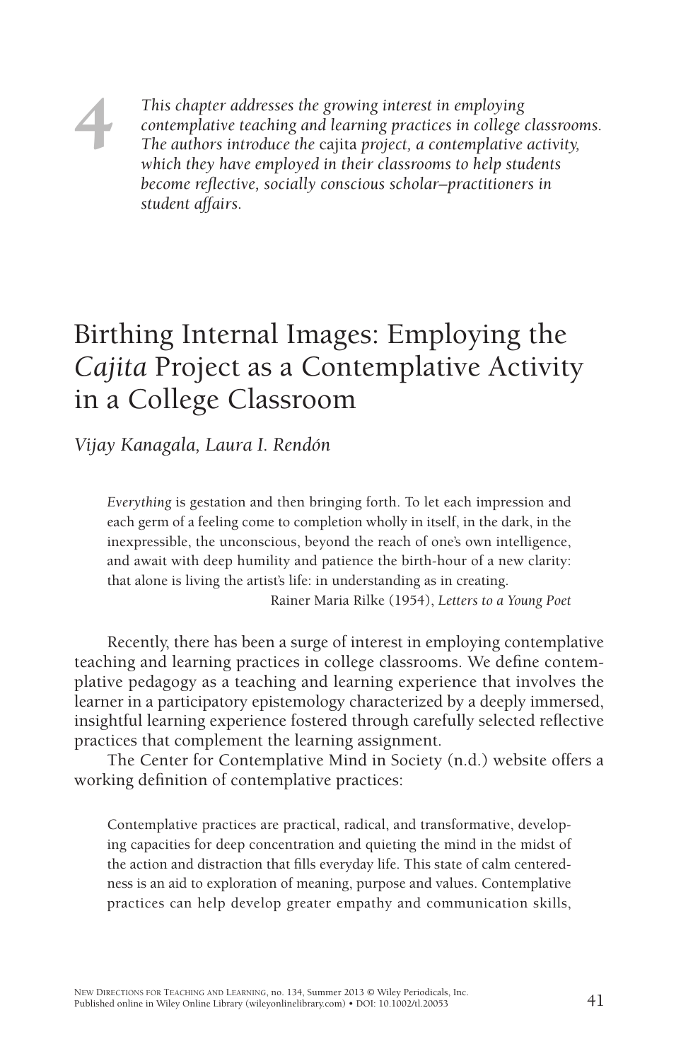4

*This chapter addresses the growing interest in employing contemplative teaching and learning practices in college classrooms. The authors introduce the* cajita *project, a contemplative activity, which they have employed in their classrooms to help students become reflective, socially conscious scholar–practitioners in student affairs.*

# Birthing Internal Images: Employing the *Cajita* Project as a Contemplative Activity in a College Classroom

*Vijay Kanagala, Laura I. Rendón*

> *Everything* is gestation and then bringing forth. To let each impression and each germ of a feeling come to completion wholly in itself, in the dark, in the inexpressible, the unconscious, beyond the reach of one's own intelligence, and await with deep humility and patience the birth-hour of a new clarity: that alone is living the artist's life: in understanding as in creating.
>
> Rainer Maria Rilke (1954), *Letters to a Young Poet*

Recently, there has been a surge of interest in employing contemplative teaching and learning practices in college classrooms. We define contemplative pedagogy as a teaching and learning experience that involves the learner in a participatory epistemology characterized by a deeply immersed, insightful learning experience fostered through carefully selected reflective practices that complement the learning assignment.

The Center for Contemplative Mind in Society (n.d.) website offers a working definition of contemplative practices:

> Contemplative practices are practical, radical, and transformative, developing capacities for deep concentration and quieting the mind in the midst of the action and distraction that fills everyday life. This state of calm centeredness is an aid to exploration of meaning, purpose and values. Contemplative practices can help develop greater empathy and communication skills,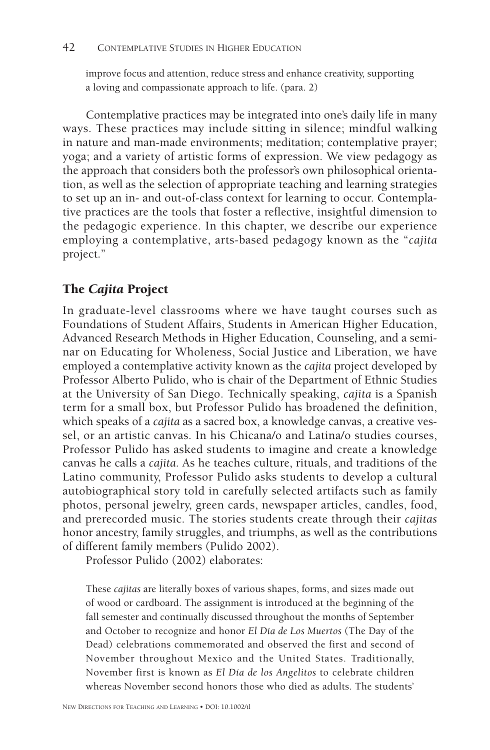> improve focus and attention, reduce stress and enhance creativity, supporting a loving and compassionate approach to life. (para. 2)

Contemplative practices may be integrated into one's daily life in many ways. These practices may include sitting in silence; mindful walking in nature and man-made environments; meditation; contemplative prayer; yoga; and a variety of artistic forms of expression. We view pedagogy as the approach that considers both the professor's own philosophical orientation, as well as the selection of appropriate teaching and learning strategies to set up an in- and out-of-class context for learning to occur. Contemplative practices are the tools that foster a reflective, insightful dimension to the pedagogic experience. In this chapter, we describe our experience employing a contemplative, arts-based pedagogy known as the "*cajita* project."

## The *Cajita* Project

In graduate-level classrooms where we have taught courses such as Foundations of Student Affairs, Students in American Higher Education, Advanced Research Methods in Higher Education, Counseling, and a seminar on Educating for Wholeness, Social Justice and Liberation, we have employed a contemplative activity known as the *cajita* project developed by Professor Alberto Pulido, who is chair of the Department of Ethnic Studies at the University of San Diego. Technically speaking, *cajita* is a Spanish term for a small box, but Professor Pulido has broadened the definition, which speaks of a *cajita* as a sacred box, a knowledge canvas, a creative vessel, or an artistic canvas. In his Chicana/o and Latina/o studies courses, Professor Pulido has asked students to imagine and create a knowledge canvas he calls a *cajita*. As he teaches culture, rituals, and traditions of the Latino community, Professor Pulido asks students to develop a cultural autobiographical story told in carefully selected artifacts such as family photos, personal jewelry, green cards, newspaper articles, candles, food, and prerecorded music. The stories students create through their *cajitas* honor ancestry, family struggles, and triumphs, as well as the contributions of different family members (Pulido 2002).

Professor Pulido (2002) elaborates:

> These *cajitas* are literally boxes of various shapes, forms, and sizes made out of wood or cardboard. The assignment is introduced at the beginning of the fall semester and continually discussed throughout the months of September and October to recognize and honor *El Día de Los Muertos* (The Day of the Dead) celebrations commemorated and observed the first and second of November throughout Mexico and the United States. Traditionally, November first is known as *El Día de los Angelitos* to celebrate children whereas November second honors those who died as adults. The students'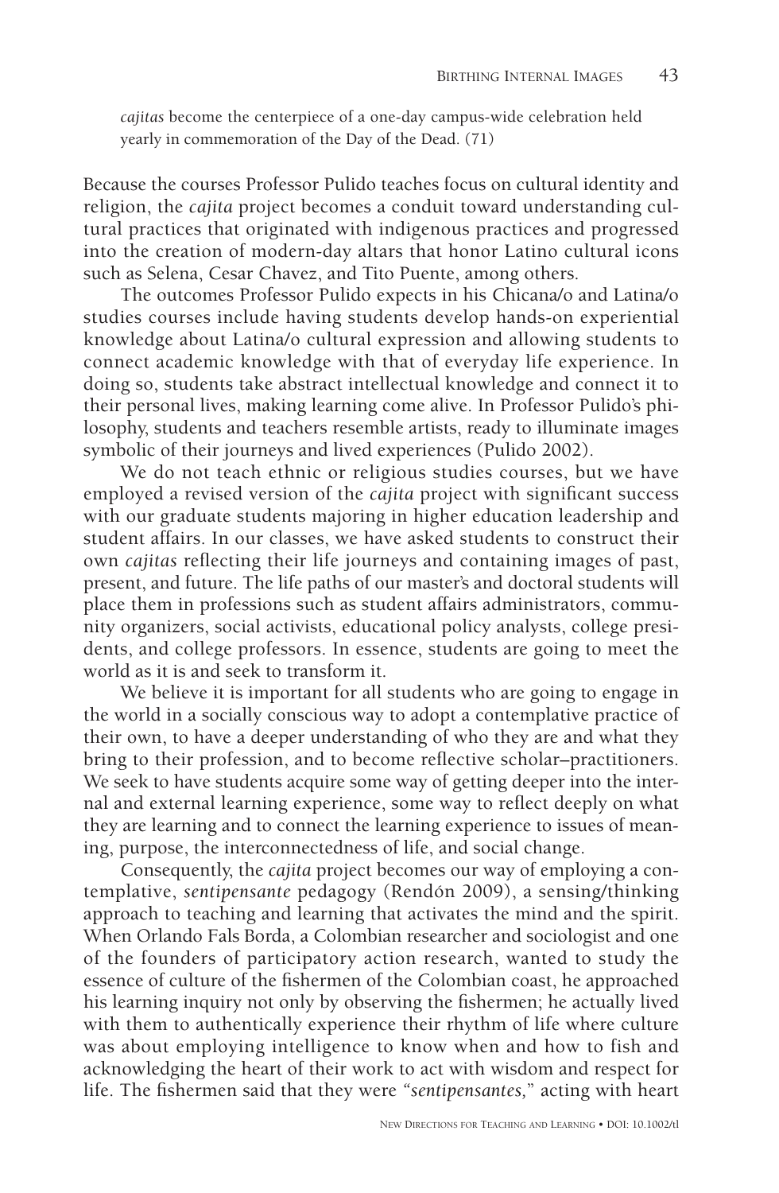*cajitas* become the centerpiece of a one-day campus-wide celebration held yearly in commemoration of the Day of the Dead. (71)

Because the courses Professor Pulido teaches focus on cultural identity and religion, the *cajita* project becomes a conduit toward understanding cultural practices that originated with indigenous practices and progressed into the creation of modern-day altars that honor Latino cultural icons such as Selena, Cesar Chavez, and Tito Puente, among others.

The outcomes Professor Pulido expects in his Chicana/o and Latina/o studies courses include having students develop hands-on experiential knowledge about Latina/o cultural expression and allowing students to connect academic knowledge with that of everyday life experience. In doing so, students take abstract intellectual knowledge and connect it to their personal lives, making learning come alive. In Professor Pulido's philosophy, students and teachers resemble artists, ready to illuminate images symbolic of their journeys and lived experiences (Pulido 2002).

We do not teach ethnic or religious studies courses, but we have employed a revised version of the *cajita* project with significant success with our graduate students majoring in higher education leadership and student affairs. In our classes, we have asked students to construct their own *cajitas* reflecting their life journeys and containing images of past, present, and future. The life paths of our master's and doctoral students will place them in professions such as student affairs administrators, community organizers, social activists, educational policy analysts, college presidents, and college professors. In essence, students are going to meet the world as it is and seek to transform it.

We believe it is important for all students who are going to engage in the world in a socially conscious way to adopt a contemplative practice of their own, to have a deeper understanding of who they are and what they bring to their profession, and to become reflective scholar–practitioners. We seek to have students acquire some way of getting deeper into the internal and external learning experience, some way to reflect deeply on what they are learning and to connect the learning experience to issues of meaning, purpose, the interconnectedness of life, and social change.

Consequently, the *cajita* project becomes our way of employing a contemplative, *sentipensante* pedagogy (Rendón 2009), a sensing/thinking approach to teaching and learning that activates the mind and the spirit. When Orlando Fals Borda, a Colombian researcher and sociologist and one of the founders of participatory action research, wanted to study the essence of culture of the fishermen of the Colombian coast, he approached his learning inquiry not only by observing the fishermen; he actually lived with them to authentically experience their rhythm of life where culture was about employing intelligence to know when and how to fish and acknowledging the heart of their work to act with wisdom and respect for life. The fishermen said that they were "*sentipensantes,*" acting with heart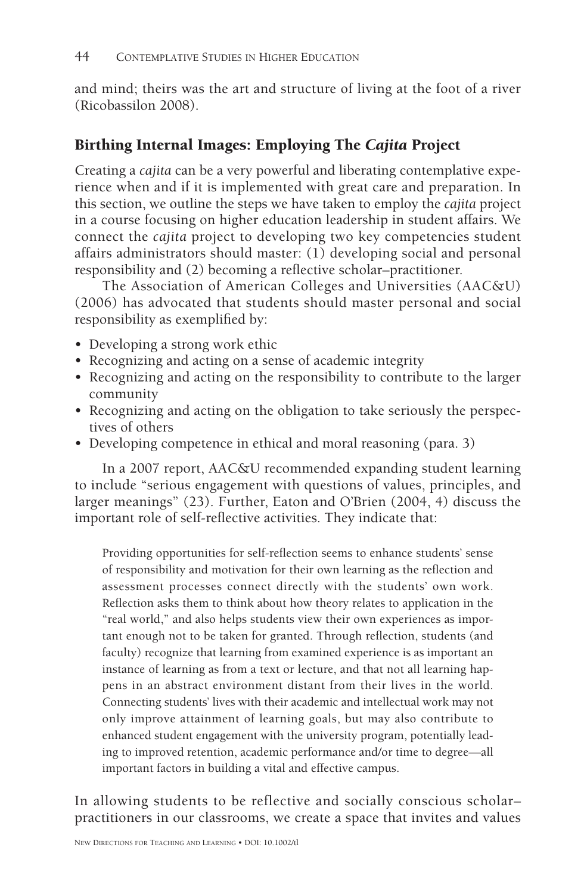and mind; theirs was the art and structure of living at the foot of a river (Ricobassilon 2008).

## Birthing Internal Images: Employing The *Cajita* Project

Creating a *cajita* can be a very powerful and liberating contemplative experience when and if it is implemented with great care and preparation. In this section, we outline the steps we have taken to employ the *cajita* project in a course focusing on higher education leadership in student affairs. We connect the *cajita* project to developing two key competencies student affairs administrators should master: (1) developing social and personal responsibility and (2) becoming a reflective scholar–practitioner.

The Association of American Colleges and Universities (AAC&U) (2006) has advocated that students should master personal and social responsibility as exemplified by:

- Developing a strong work ethic
- Recognizing and acting on a sense of academic integrity
- Recognizing and acting on the responsibility to contribute to the larger community
- Recognizing and acting on the obligation to take seriously the perspectives of others
- Developing competence in ethical and moral reasoning (para. 3)

In a 2007 report, AAC&U recommended expanding student learning to include "serious engagement with questions of values, principles, and larger meanings" (23). Further, Eaton and O'Brien (2004, 4) discuss the important role of self-reflective activities. They indicate that:

> Providing opportunities for self-reflection seems to enhance students' sense of responsibility and motivation for their own learning as the reflection and assessment processes connect directly with the students' own work. Reflection asks them to think about how theory relates to application in the "real world," and also helps students view their own experiences as important enough not to be taken for granted. Through reflection, students (and faculty) recognize that learning from examined experience is as important an instance of learning as from a text or lecture, and that not all learning happens in an abstract environment distant from their lives in the world. Connecting students' lives with their academic and intellectual work may not only improve attainment of learning goals, but may also contribute to enhanced student engagement with the university program, potentially leading to improved retention, academic performance and/or time to degree—all important factors in building a vital and effective campus.

In allowing students to be reflective and socially conscious scholar–practitioners in our classrooms, we create a space that invites and values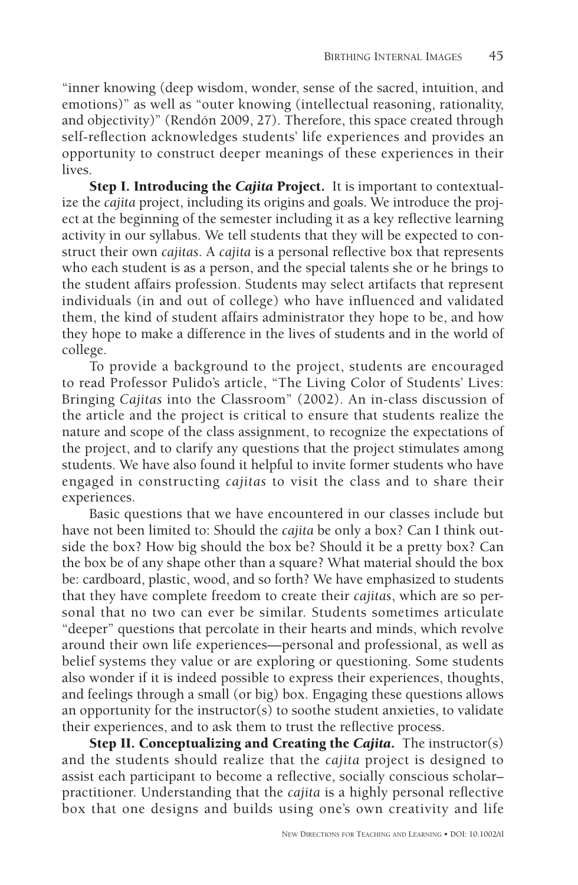"inner knowing (deep wisdom, wonder, sense of the sacred, intuition, and emotions)" as well as "outer knowing (intellectual reasoning, rationality, and objectivity)" (Rendón 2009, 27). Therefore, this space created through self-reflection acknowledges students' life experiences and provides an opportunity to construct deeper meanings of these experiences in their lives.

**Step I. Introducing the *Cajita* Project.** It is important to contextualize the *cajita* project, including its origins and goals. We introduce the project at the beginning of the semester including it as a key reflective learning activity in our syllabus. We tell students that they will be expected to construct their own *cajitas*. A *cajita* is a personal reflective box that represents who each student is as a person, and the special talents she or he brings to the student affairs profession. Students may select artifacts that represent individuals (in and out of college) who have influenced and validated them, the kind of student affairs administrator they hope to be, and how they hope to make a difference in the lives of students and in the world of college.

To provide a background to the project, students are encouraged to read Professor Pulido's article, "The Living Color of Students' Lives: Bringing *Cajitas* into the Classroom" (2002). An in-class discussion of the article and the project is critical to ensure that students realize the nature and scope of the class assignment, to recognize the expectations of the project, and to clarify any questions that the project stimulates among students. We have also found it helpful to invite former students who have engaged in constructing *cajitas* to visit the class and to share their experiences.

Basic questions that we have encountered in our classes include but have not been limited to: Should the *cajita* be only a box? Can I think outside the box? How big should the box be? Should it be a pretty box? Can the box be of any shape other than a square? What material should the box be: cardboard, plastic, wood, and so forth? We have emphasized to students that they have complete freedom to create their *cajitas*, which are so personal that no two can ever be similar. Students sometimes articulate "deeper" questions that percolate in their hearts and minds, which revolve around their own life experiences—personal and professional, as well as belief systems they value or are exploring or questioning. Some students also wonder if it is indeed possible to express their experiences, thoughts, and feelings through a small (or big) box. Engaging these questions allows an opportunity for the instructor(s) to soothe student anxieties, to validate their experiences, and to ask them to trust the reflective process.

**Step II. Conceptualizing and Creating the *Cajita*.** The instructor(s) and the students should realize that the *cajita* project is designed to assist each participant to become a reflective, socially conscious scholar–practitioner. Understanding that the *cajita* is a highly personal reflective box that one designs and builds using one's own creativity and life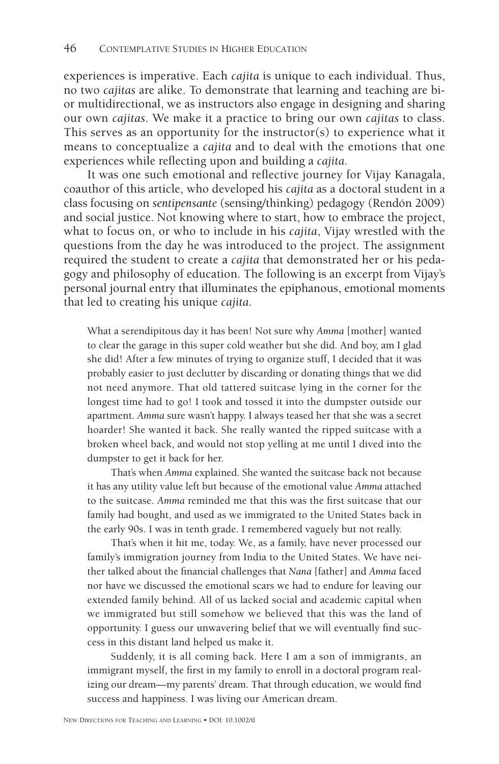experiences is imperative. Each *cajita* is unique to each individual. Thus, no two *cajitas* are alike. To demonstrate that learning and teaching are bi- or multidirectional, we as instructors also engage in designing and sharing our own *cajitas*. We make it a practice to bring our own *cajitas* to class. This serves as an opportunity for the instructor(s) to experience what it means to conceptualize a *cajita* and to deal with the emotions that one experiences while reflecting upon and building a *cajita*.

It was one such emotional and reflective journey for Vijay Kanagala, coauthor of this article, who developed his *cajita* as a doctoral student in a class focusing on *sentipensante* (sensing/thinking) pedagogy (Rendón 2009) and social justice. Not knowing where to start, how to embrace the project, what to focus on, or who to include in his *cajita*, Vijay wrestled with the questions from the day he was introduced to the project. The assignment required the student to create a *cajita* that demonstrated her or his pedagogy and philosophy of education. The following is an excerpt from Vijay's personal journal entry that illuminates the epiphanous, emotional moments that led to creating his unique *cajita*.

> What a serendipitous day it has been! Not sure why *Amma* [mother] wanted to clear the garage in this super cold weather but she did. And boy, am I glad she did! After a few minutes of trying to organize stuff, I decided that it was probably easier to just declutter by discarding or donating things that we did not need anymore. That old tattered suitcase lying in the corner for the longest time had to go! I took and tossed it into the dumpster outside our apartment. *Amma* sure wasn't happy. I always teased her that she was a secret hoarder! She wanted it back. She really wanted the ripped suitcase with a broken wheel back, and would not stop yelling at me until I dived into the dumpster to get it back for her.
>
> That's when *Amma* explained. She wanted the suitcase back not because it has any utility value left but because of the emotional value *Amma* attached to the suitcase. *Amma* reminded me that this was the first suitcase that our family had bought, and used as we immigrated to the United States back in the early 90s. I was in tenth grade. I remembered vaguely but not really.
>
> That's when it hit me, today. We, as a family, have never processed our family's immigration journey from India to the United States. We have neither talked about the financial challenges that *Nana* [father] and *Amma* faced nor have we discussed the emotional scars we had to endure for leaving our extended family behind. All of us lacked social and academic capital when we immigrated but still somehow we believed that this was the land of opportunity. I guess our unwavering belief that we will eventually find success in this distant land helped us make it.
>
> Suddenly, it is all coming back. Here I am a son of immigrants, an immigrant myself, the first in my family to enroll in a doctoral program realizing our dream—my parents' dream. That through education, we would find success and happiness. I was living our American dream.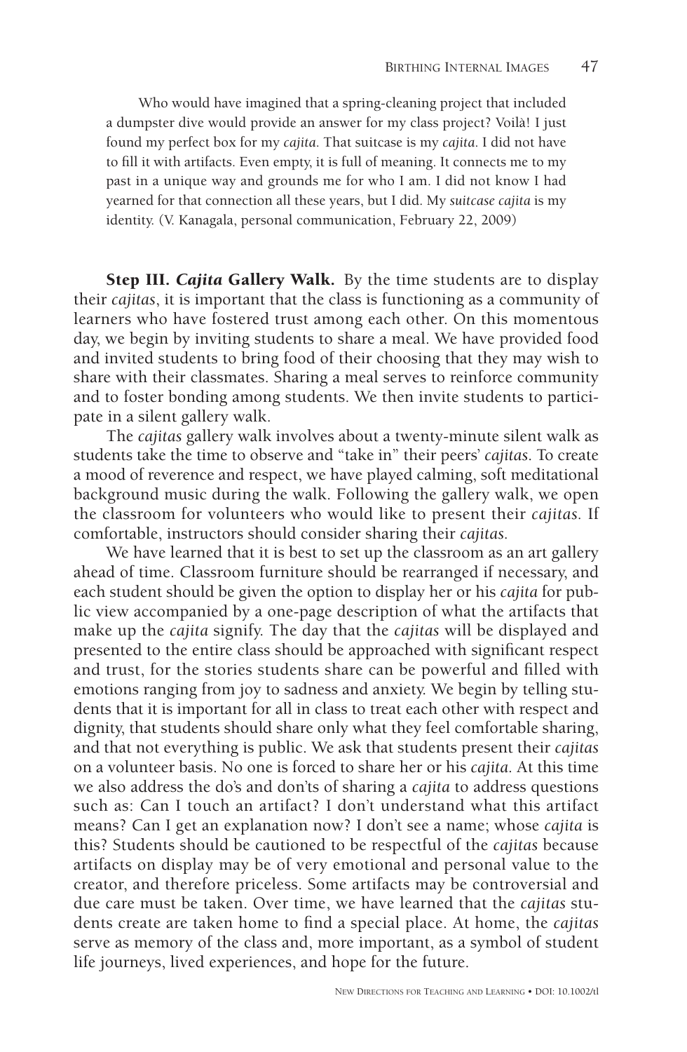> Who would have imagined that a spring-cleaning project that included a dumpster dive would provide an answer for my class project? Voilà! I just found my perfect box for my *cajita.* That suitcase is my *cajita*. I did not have to fill it with artifacts. Even empty, it is full of meaning. It connects me to my past in a unique way and grounds me for who I am. I did not know I had yearned for that connection all these years, but I did. My *suitcase cajita* is my identity. (V. Kanagala, personal communication, February 22, 2009)

**Step III. *Cajita* Gallery Walk.** By the time students are to display their *cajitas*, it is important that the class is functioning as a community of learners who have fostered trust among each other. On this momentous day, we begin by inviting students to share a meal. We have provided food and invited students to bring food of their choosing that they may wish to share with their classmates. Sharing a meal serves to reinforce community and to foster bonding among students. We then invite students to participate in a silent gallery walk.

The *cajitas* gallery walk involves about a twenty-minute silent walk as students take the time to observe and "take in" their peers' *cajitas*. To create a mood of reverence and respect, we have played calming, soft meditational background music during the walk. Following the gallery walk, we open the classroom for volunteers who would like to present their *cajitas*. If comfortable, instructors should consider sharing their *cajitas.*

We have learned that it is best to set up the classroom as an art gallery ahead of time. Classroom furniture should be rearranged if necessary, and each student should be given the option to display her or his *cajita* for public view accompanied by a one-page description of what the artifacts that make up the *cajita* signify. The day that the *cajitas* will be displayed and presented to the entire class should be approached with significant respect and trust, for the stories students share can be powerful and filled with emotions ranging from joy to sadness and anxiety. We begin by telling students that it is important for all in class to treat each other with respect and dignity, that students should share only what they feel comfortable sharing, and that not everything is public. We ask that students present their *cajitas* on a volunteer basis. No one is forced to share her or his *cajita.* At this time we also address the do's and don'ts of sharing a *cajita* to address questions such as: Can I touch an artifact? I don't understand what this artifact means? Can I get an explanation now? I don't see a name; whose *cajita* is this? Students should be cautioned to be respectful of the *cajitas* because artifacts on display may be of very emotional and personal value to the creator, and therefore priceless. Some artifacts may be controversial and due care must be taken. Over time, we have learned that the *cajitas* students create are taken home to find a special place. At home, the *cajitas* serve as memory of the class and, more important, as a symbol of student life journeys, lived experiences, and hope for the future.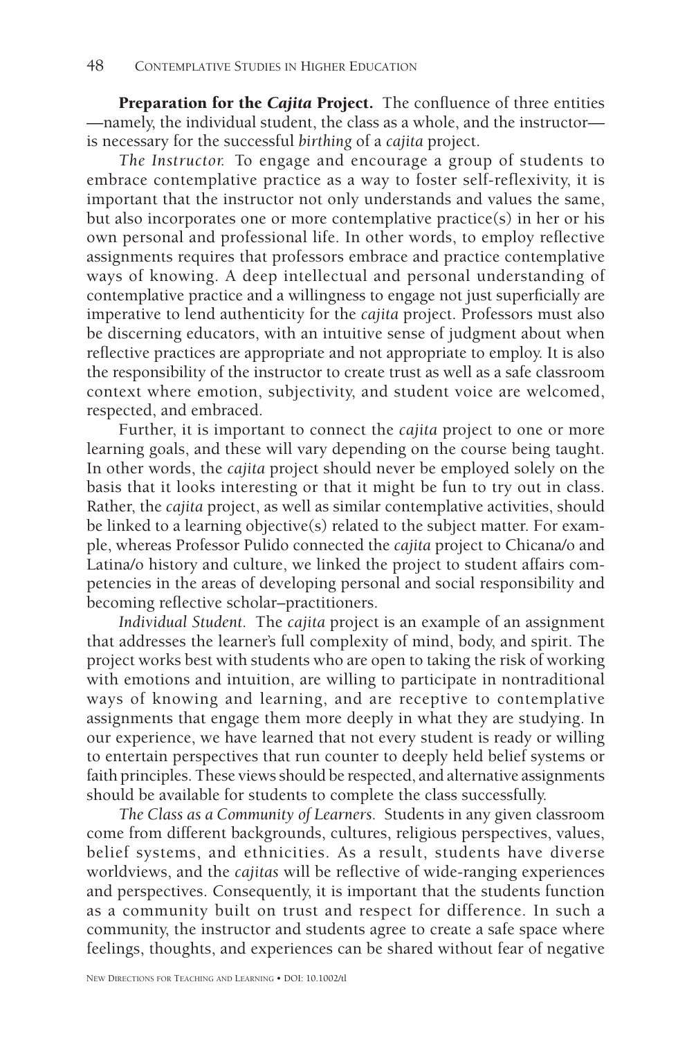**Preparation for the *Cajita* Project.** The confluence of three entities—namely, the individual student, the class as a whole, and the instructor—is necessary for the successful *birthing* of a *cajita* project.

*The Instructor.* To engage and encourage a group of students to embrace contemplative practice as a way to foster self-reflexivity, it is important that the instructor not only understands and values the same, but also incorporates one or more contemplative practice(s) in her or his own personal and professional life. In other words, to employ reflective assignments requires that professors embrace and practice contemplative ways of knowing. A deep intellectual and personal understanding of contemplative practice and a willingness to engage not just superficially are imperative to lend authenticity for the *cajita* project. Professors must also be discerning educators, with an intuitive sense of judgment about when reflective practices are appropriate and not appropriate to employ. It is also the responsibility of the instructor to create trust as well as a safe classroom context where emotion, subjectivity, and student voice are welcomed, respected, and embraced.

Further, it is important to connect the *cajita* project to one or more learning goals, and these will vary depending on the course being taught. In other words, the *cajita* project should never be employed solely on the basis that it looks interesting or that it might be fun to try out in class. Rather, the *cajita* project, as well as similar contemplative activities, should be linked to a learning objective(s) related to the subject matter. For example, whereas Professor Pulido connected the *cajita* project to Chicana/o and Latina/o history and culture, we linked the project to student affairs competencies in the areas of developing personal and social responsibility and becoming reflective scholar–practitioners.

*Individual Student.* The *cajita* project is an example of an assignment that addresses the learner's full complexity of mind, body, and spirit. The project works best with students who are open to taking the risk of working with emotions and intuition, are willing to participate in nontraditional ways of knowing and learning, and are receptive to contemplative assignments that engage them more deeply in what they are studying. In our experience, we have learned that not every student is ready or willing to entertain perspectives that run counter to deeply held belief systems or faith principles. These views should be respected, and alternative assignments should be available for students to complete the class successfully.

*The Class as a Community of Learners.* Students in any given classroom come from different backgrounds, cultures, religious perspectives, values, belief systems, and ethnicities. As a result, students have diverse worldviews, and the *cajitas* will be reflective of wide-ranging experiences and perspectives. Consequently, it is important that the students function as a community built on trust and respect for difference. In such a community, the instructor and students agree to create a safe space where feelings, thoughts, and experiences can be shared without fear of negative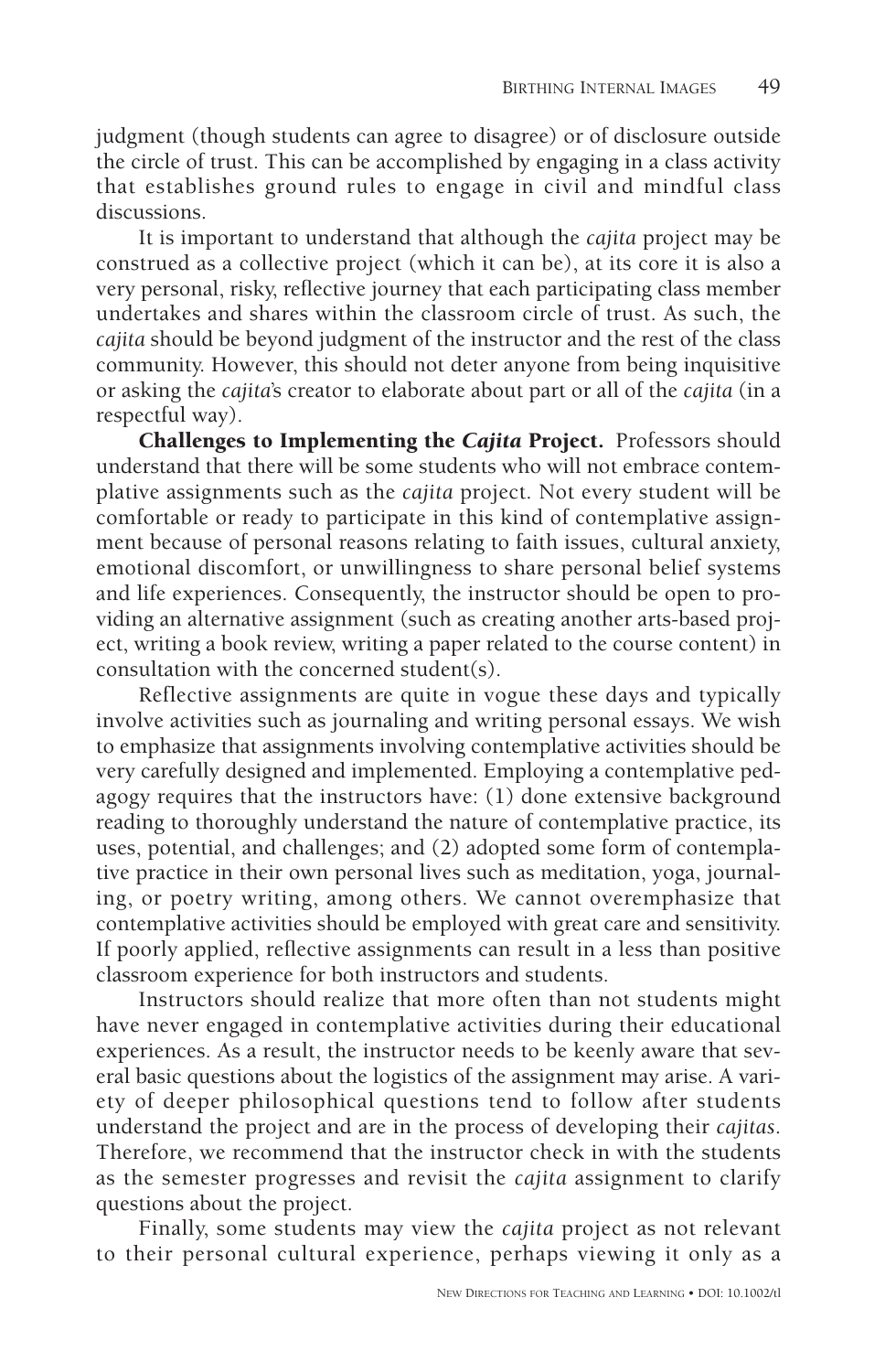judgment (though students can agree to disagree) or of disclosure outside the circle of trust. This can be accomplished by engaging in a class activity that establishes ground rules to engage in civil and mindful class discussions.

It is important to understand that although the *cajita* project may be construed as a collective project (which it can be), at its core it is also a very personal, risky, reflective journey that each participating class member undertakes and shares within the classroom circle of trust. As such, the *cajita* should be beyond judgment of the instructor and the rest of the class community. However, this should not deter anyone from being inquisitive or asking the *cajita*'s creator to elaborate about part or all of the *cajita* (in a respectful way).

**Challenges to Implementing the *Cajita* Project.** Professors should understand that there will be some students who will not embrace contemplative assignments such as the *cajita* project. Not every student will be comfortable or ready to participate in this kind of contemplative assignment because of personal reasons relating to faith issues, cultural anxiety, emotional discomfort, or unwillingness to share personal belief systems and life experiences. Consequently, the instructor should be open to providing an alternative assignment (such as creating another arts-based project, writing a book review, writing a paper related to the course content) in consultation with the concerned student(s).

Reflective assignments are quite in vogue these days and typically involve activities such as journaling and writing personal essays. We wish to emphasize that assignments involving contemplative activities should be very carefully designed and implemented. Employing a contemplative pedagogy requires that the instructors have: (1) done extensive background reading to thoroughly understand the nature of contemplative practice, its uses, potential, and challenges; and (2) adopted some form of contemplative practice in their own personal lives such as meditation, yoga, journaling, or poetry writing, among others. We cannot overemphasize that contemplative activities should be employed with great care and sensitivity. If poorly applied, reflective assignments can result in a less than positive classroom experience for both instructors and students.

Instructors should realize that more often than not students might have never engaged in contemplative activities during their educational experiences. As a result, the instructor needs to be keenly aware that several basic questions about the logistics of the assignment may arise. A variety of deeper philosophical questions tend to follow after students understand the project and are in the process of developing their *cajitas*. Therefore, we recommend that the instructor check in with the students as the semester progresses and revisit the *cajita* assignment to clarify questions about the project.

Finally, some students may view the *cajita* project as not relevant to their personal cultural experience, perhaps viewing it only as a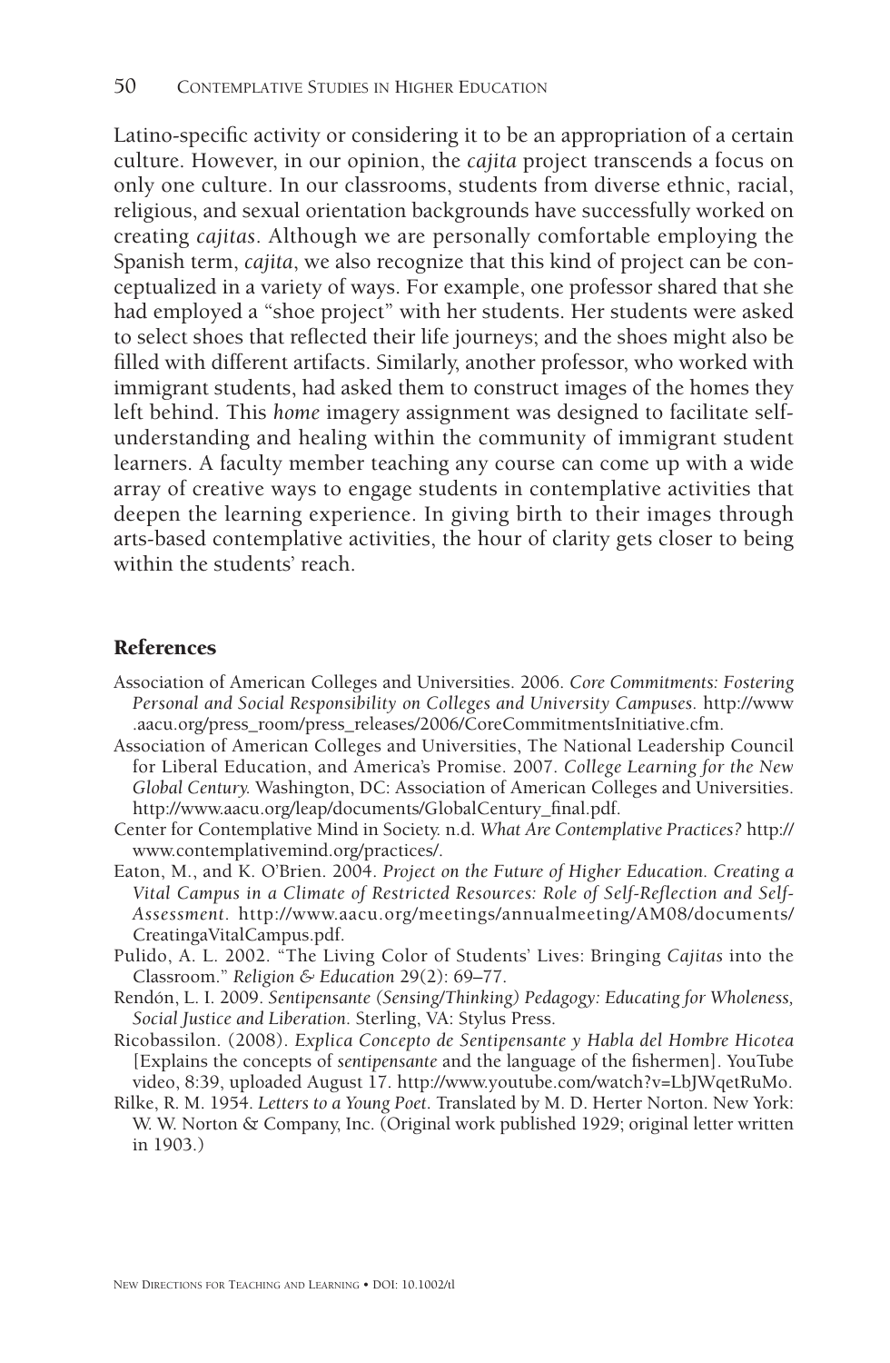Latino-specific activity or considering it to be an appropriation of a certain culture. However, in our opinion, the *cajita* project transcends a focus on only one culture. In our classrooms, students from diverse ethnic, racial, religious, and sexual orientation backgrounds have successfully worked on creating *cajitas*. Although we are personally comfortable employing the Spanish term, *cajita*, we also recognize that this kind of project can be conceptualized in a variety of ways. For example, one professor shared that she had employed a "shoe project" with her students. Her students were asked to select shoes that reflected their life journeys; and the shoes might also be filled with different artifacts. Similarly, another professor, who worked with immigrant students, had asked them to construct images of the homes they left behind. This *home* imagery assignment was designed to facilitate self-understanding and healing within the community of immigrant student learners. A faculty member teaching any course can come up with a wide array of creative ways to engage students in contemplative activities that deepen the learning experience. In giving birth to their images through arts-based contemplative activities, the hour of clarity gets closer to being within the students' reach.

## References

Association of American Colleges and Universities. 2006. *Core Commitments: Fostering Personal and Social Responsibility on Colleges and University Campuses.* http://www.aacu.org/press_room/press_releases/2006/CoreCommitmentsInitiative.cfm.

Association of American Colleges and Universities, The National Leadership Council for Liberal Education, and America's Promise. 2007. *College Learning for the New Global Century.* Washington, DC: Association of American Colleges and Universities. http://www.aacu.org/leap/documents/GlobalCentury_final.pdf.

Center for Contemplative Mind in Society. n.d. *What Are Contemplative Practices?* http://www.contemplativemind.org/practices/.

Eaton, M., and K. O'Brien. 2004. *Project on the Future of Higher Education. Creating a Vital Campus in a Climate of Restricted Resources: Role of Self-Reflection and Self-Assessment.* http://www.aacu.org/meetings/annualmeeting/AM08/documents/CreatingaVitalCampus.pdf.

Pulido, A. L. 2002. "The Living Color of Students' Lives: Bringing *Cajitas* into the Classroom." *Religion & Education* 29(2): 69–77.

Rendón, L. I. 2009. *Sentipensante (Sensing/Thinking) Pedagogy: Educating for Wholeness, Social Justice and Liberation.* Sterling, VA: Stylus Press.

Ricobassilon. (2008). *Explica Concepto de Sentipensante y Habla del Hombre Hicotea* [Explains the concepts of *sentipensante* and the language of the fishermen]. YouTube video, 8:39, uploaded August 17. http://www.youtube.com/watch?v=LbJWqetRuMo.

Rilke, R. M. 1954. *Letters to a Young Poet.* Translated by M. D. Herter Norton. New York: W. W. Norton & Company, Inc. (Original work published 1929; original letter written in 1903.)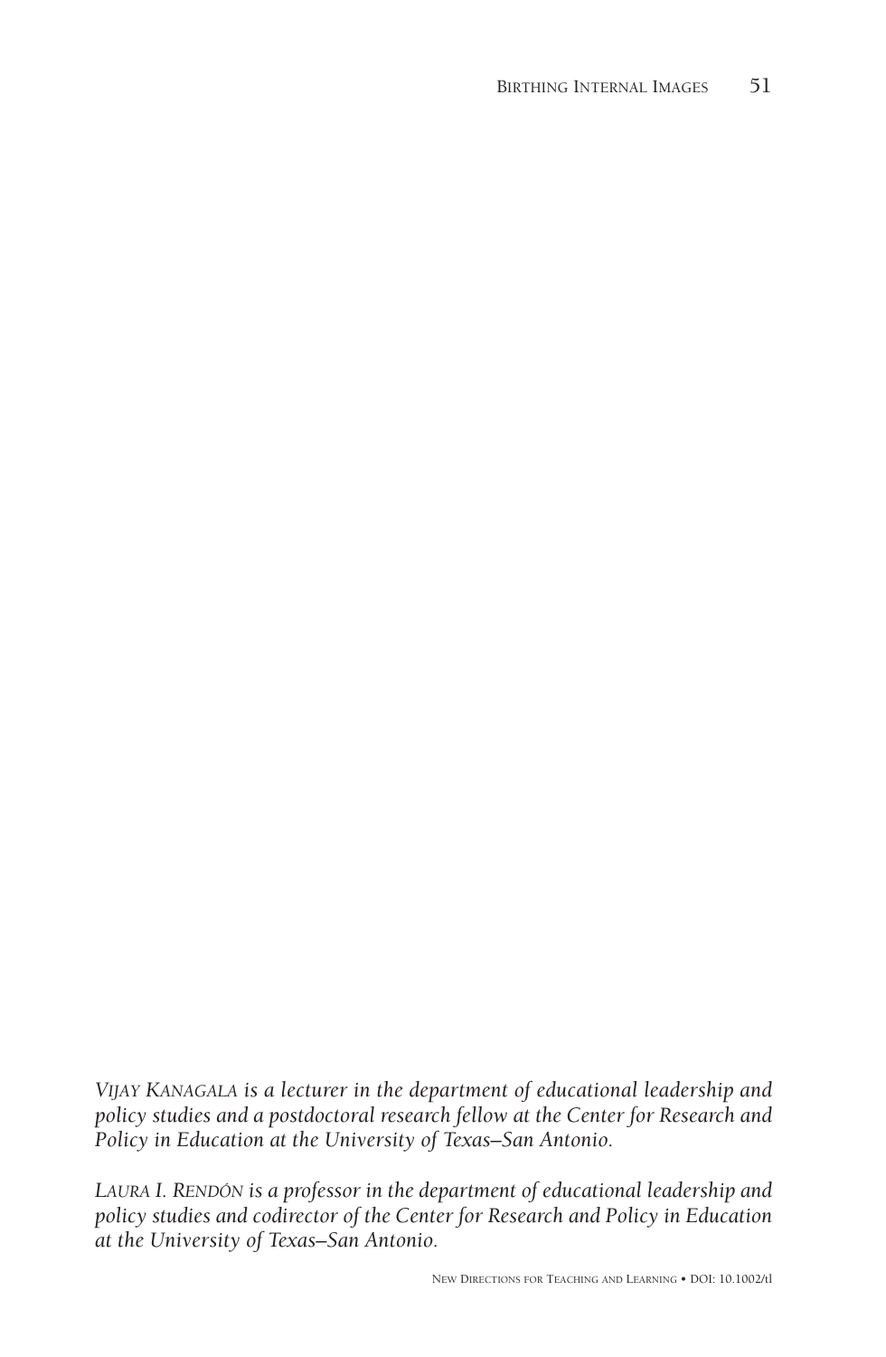*Vijay Kanagala is a lecturer in the department of educational leadership and policy studies and a postdoctoral research fellow at the Center for Research and Policy in Education at the University of Texas–San Antonio.*

*Laura I. Rendón is a professor in the department of educational leadership and policy studies and codirector of the Center for Research and Policy in Education at the University of Texas–San Antonio.*